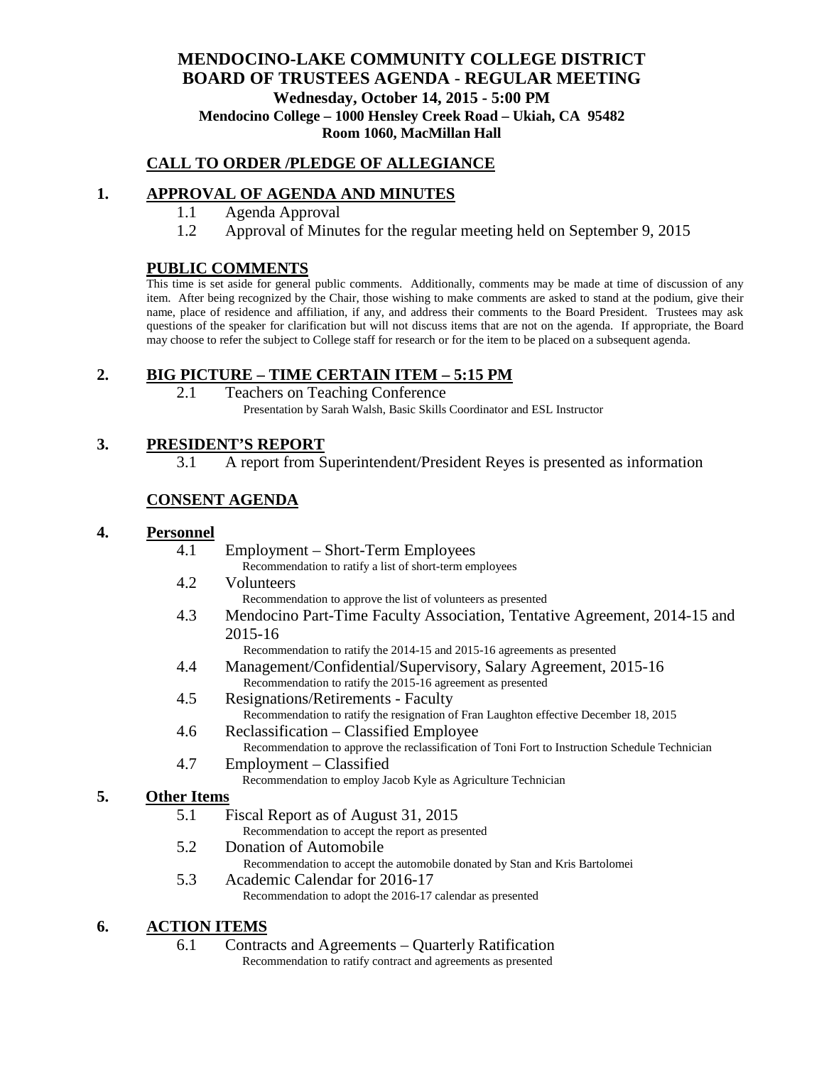# MENDOCINO-LAKE COMMUNITY COLLEGE DISTRICT
# BOARD OF TRUSTEES AGENDA - REGULAR MEETING

**Wednesday, October 14, 2015 - 5:00 PM**

**Mendocino College – 1000 Hensley Creek Road – Ukiah, CA 95482**

**Room 1060, MacMillan Hall**

## CALL TO ORDER /PLEDGE OF ALLEGIANCE

## 1. APPROVAL OF AGENDA AND MINUTES

1.1 Agenda Approval

1.2 Approval of Minutes for the regular meeting held on September 9, 2015

## PUBLIC COMMENTS

This time is set aside for general public comments. Additionally, comments may be made at time of discussion of any item. After being recognized by the Chair, those wishing to make comments are asked to stand at the podium, give their name, place of residence and affiliation, if any, and address their comments to the Board President. Trustees may ask questions of the speaker for clarification but will not discuss items that are not on the agenda. If appropriate, the Board may choose to refer the subject to College staff for research or for the item to be placed on a subsequent agenda.

## 2. BIG PICTURE – TIME CERTAIN ITEM – 5:15 PM

2.1 Teachers on Teaching Conference
Presentation by Sarah Walsh, Basic Skills Coordinator and ESL Instructor

## 3. PRESIDENT'S REPORT

3.1 A report from Superintendent/President Reyes is presented as information

## CONSENT AGENDA

### 4. Personnel

4.1 Employment – Short-Term Employees
Recommendation to ratify a list of short-term employees

4.2 Volunteers
Recommendation to approve the list of volunteers as presented

4.3 Mendocino Part-Time Faculty Association, Tentative Agreement, 2014-15 and 2015-16
Recommendation to ratify the 2014-15 and 2015-16 agreements as presented

4.4 Management/Confidential/Supervisory, Salary Agreement, 2015-16
Recommendation to ratify the 2015-16 agreement as presented

4.5 Resignations/Retirements - Faculty
Recommendation to ratify the resignation of Fran Laughton effective December 18, 2015

4.6 Reclassification – Classified Employee
Recommendation to approve the reclassification of Toni Fort to Instruction Schedule Technician

4.7 Employment – Classified
Recommendation to employ Jacob Kyle as Agriculture Technician

### 5. Other Items

5.1 Fiscal Report as of August 31, 2015
Recommendation to accept the report as presented

5.2 Donation of Automobile
Recommendation to accept the automobile donated by Stan and Kris Bartolomei

5.3 Academic Calendar for 2016-17
Recommendation to adopt the 2016-17 calendar as presented

## 6. ACTION ITEMS

6.1 Contracts and Agreements – Quarterly Ratification
Recommendation to ratify contract and agreements as presented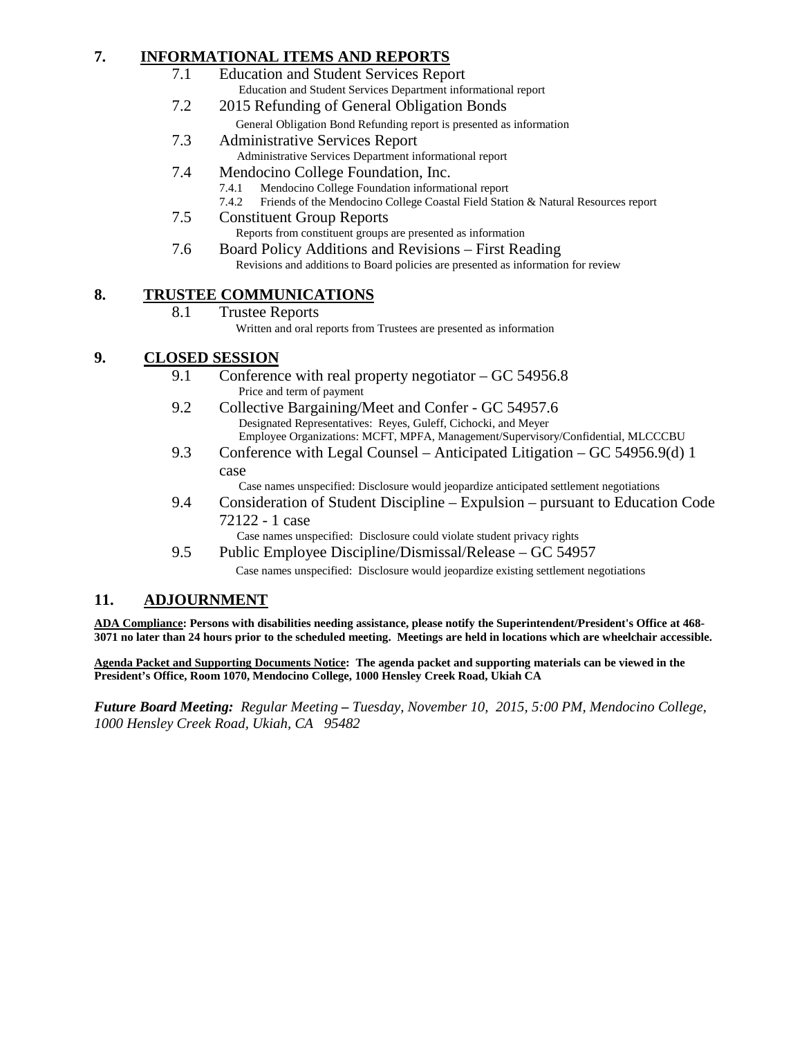## 7. INFORMATIONAL ITEMS AND REPORTS

7.1 Education and Student Services Report
  Education and Student Services Department informational report

7.2 2015 Refunding of General Obligation Bonds
  General Obligation Bond Refunding report is presented as information

7.3 Administrative Services Report
  Administrative Services Department informational report

7.4 Mendocino College Foundation, Inc.
  7.4.1 Mendocino College Foundation informational report
  7.4.2 Friends of the Mendocino College Coastal Field Station & Natural Resources report

7.5 Constituent Group Reports
  Reports from constituent groups are presented as information

7.6 Board Policy Additions and Revisions – First Reading
  Revisions and additions to Board policies are presented as information for review

## 8. TRUSTEE COMMUNICATIONS

8.1 Trustee Reports
  Written and oral reports from Trustees are presented as information

## 9. CLOSED SESSION

9.1 Conference with real property negotiator – GC 54956.8
  Price and term of payment

9.2 Collective Bargaining/Meet and Confer - GC 54957.6
  Designated Representatives: Reyes, Guleff, Cichocki, and Meyer
  Employee Organizations: MCFT, MPFA, Management/Supervisory/Confidential, MLCCCBU

9.3 Conference with Legal Counsel – Anticipated Litigation – GC 54956.9(d) 1 case
  Case names unspecified: Disclosure would jeopardize anticipated settlement negotiations

9.4 Consideration of Student Discipline – Expulsion – pursuant to Education Code 72122 - 1 case
  Case names unspecified: Disclosure could violate student privacy rights

9.5 Public Employee Discipline/Dismissal/Release – GC 54957
  Case names unspecified: Disclosure would jeopardize existing settlement negotiations

## 11. ADJOURNMENT

**ADA Compliance: Persons with disabilities needing assistance, please notify the Superintendent/President's Office at 468-3071 no later than 24 hours prior to the scheduled meeting. Meetings are held in locations which are wheelchair accessible.**

**Agenda Packet and Supporting Documents Notice: The agenda packet and supporting materials can be viewed in the President's Office, Room 1070, Mendocino College, 1000 Hensley Creek Road, Ukiah CA**

***Future Board Meeting:*** *Regular Meeting – Tuesday, November 10, 2015, 5:00 PM, Mendocino College, 1000 Hensley Creek Road, Ukiah, CA 95482*